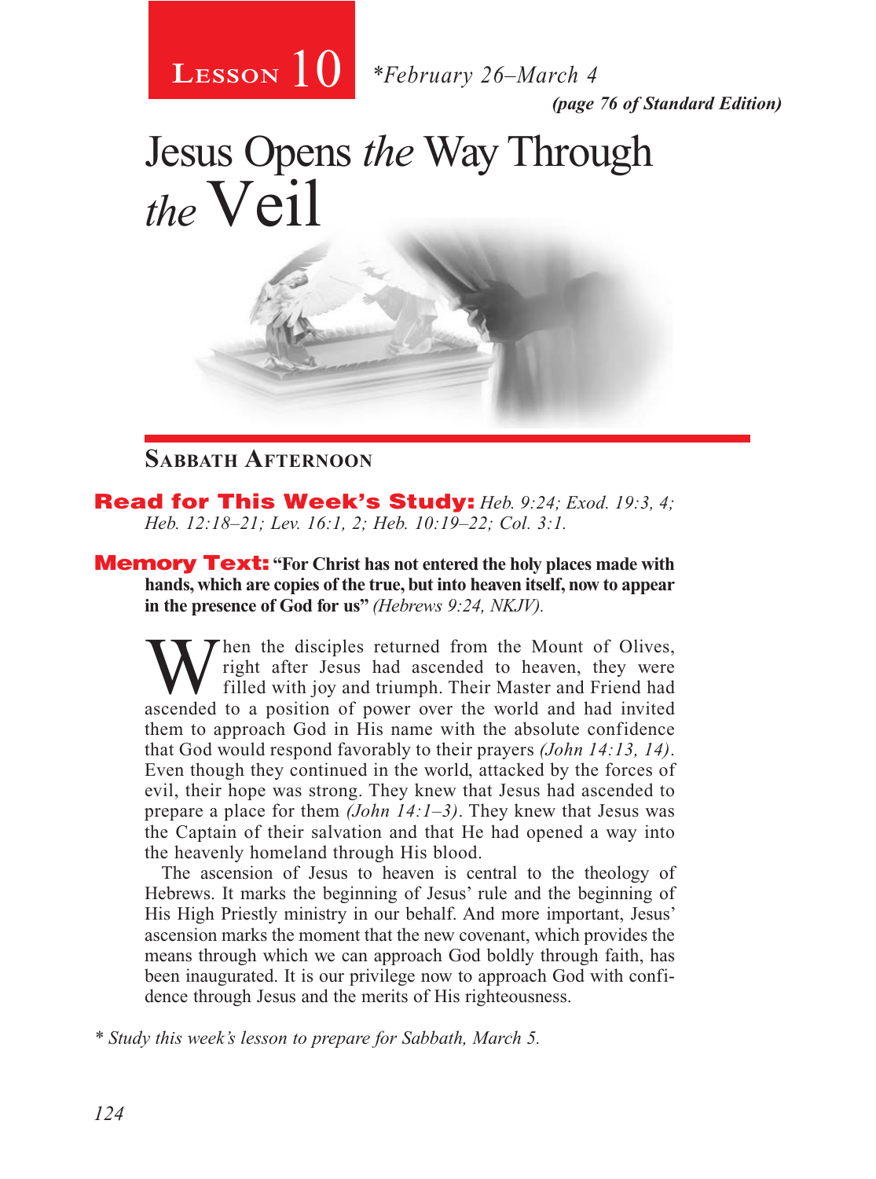# Lesson 10 *February 26–March 4

*(page 76 of Standard Edition)*

# Jesus Opens *the* Way Through *the* Veil

## Sabbath Afternoon

**Read for This Week's Study:** *Heb. 9:24; Exod. 19:3, 4; Heb. 12:18–21; Lev. 16:1, 2; Heb. 10:19–22; Col. 3:1.*

**Memory Text:** **"For Christ has not entered the holy places made with hands, which are copies of the true, but into heaven itself, now to appear in the presence of God for us"** *(Hebrews 9:24, NKJV).*

When the disciples returned from the Mount of Olives, right after Jesus had ascended to heaven, they were filled with joy and triumph. Their Master and Friend had ascended to a position of power over the world and had invited them to approach God in His name with the absolute confidence that God would respond favorably to their prayers *(John 14:13, 14)*. Even though they continued in the world, attacked by the forces of evil, their hope was strong. They knew that Jesus had ascended to prepare a place for them *(John 14:1–3)*. They knew that Jesus was the Captain of their salvation and that He had opened a way into the heavenly homeland through His blood.

The ascension of Jesus to heaven is central to the theology of Hebrews. It marks the beginning of Jesus' rule and the beginning of His High Priestly ministry in our behalf. And more important, Jesus' ascension marks the moment that the new covenant, which provides the means through which we can approach God boldly through faith, has been inaugurated. It is our privilege now to approach God with confidence through Jesus and the merits of His righteousness.

* *Study this week's lesson to prepare for Sabbath, March 5.*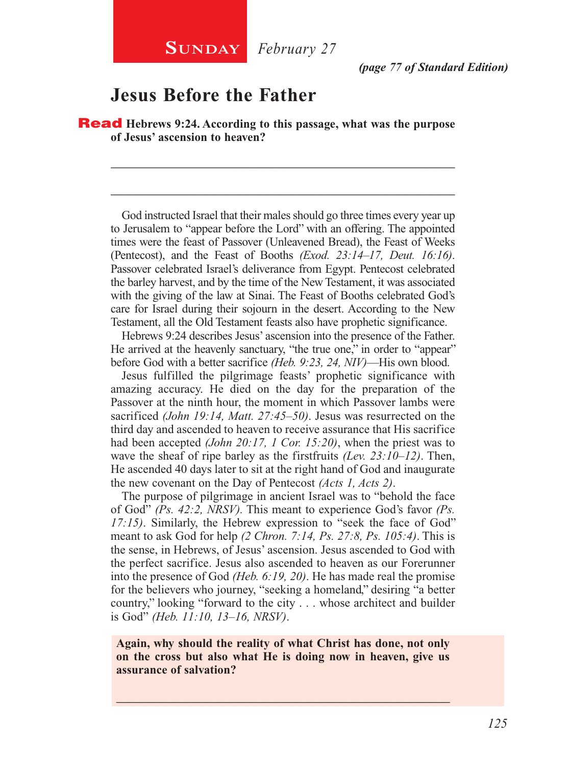**Sunday** *February 27*

*(page 77 of Standard Edition)*

## Jesus Before the Father

**Read Hebrews 9:24. According to this passage, what was the purpose of Jesus' ascension to heaven?**

_______________________________________________________________

_______________________________________________________________

God instructed Israel that their males should go three times every year up to Jerusalem to "appear before the Lord" with an offering. The appointed times were the feast of Passover (Unleavened Bread), the Feast of Weeks (Pentecost), and the Feast of Booths *(Exod. 23:14–17, Deut. 16:16)*. Passover celebrated Israel's deliverance from Egypt. Pentecost celebrated the barley harvest, and by the time of the New Testament, it was associated with the giving of the law at Sinai. The Feast of Booths celebrated God's care for Israel during their sojourn in the desert. According to the New Testament, all the Old Testament feasts also have prophetic significance.

Hebrews 9:24 describes Jesus' ascension into the presence of the Father. He arrived at the heavenly sanctuary, "the true one," in order to "appear" before God with a better sacrifice *(Heb. 9:23, 24, NIV)*—His own blood.

Jesus fulfilled the pilgrimage feasts' prophetic significance with amazing accuracy. He died on the day for the preparation of the Passover at the ninth hour, the moment in which Passover lambs were sacrificed *(John 19:14, Matt. 27:45–50)*. Jesus was resurrected on the third day and ascended to heaven to receive assurance that His sacrifice had been accepted *(John 20:17, 1 Cor. 15:20)*, when the priest was to wave the sheaf of ripe barley as the firstfruits *(Lev. 23:10–12)*. Then, He ascended 40 days later to sit at the right hand of God and inaugurate the new covenant on the Day of Pentecost *(Acts 1, Acts 2)*.

The purpose of pilgrimage in ancient Israel was to "behold the face of God" *(Ps. 42:2, NRSV)*. This meant to experience God's favor *(Ps. 17:15)*. Similarly, the Hebrew expression to "seek the face of God" meant to ask God for help *(2 Chron. 7:14, Ps. 27:8, Ps. 105:4)*. This is the sense, in Hebrews, of Jesus' ascension. Jesus ascended to God with the perfect sacrifice. Jesus also ascended to heaven as our Forerunner into the presence of God *(Heb. 6:19, 20)*. He has made real the promise for the believers who journey, "seeking a homeland," desiring "a better country," looking "forward to the city . . . whose architect and builder is God" *(Heb. 11:10, 13–16, NRSV)*.

**Again, why should the reality of what Christ has done, not only on the cross but also what He is doing now in heaven, give us assurance of salvation?**

_______________________________________________________________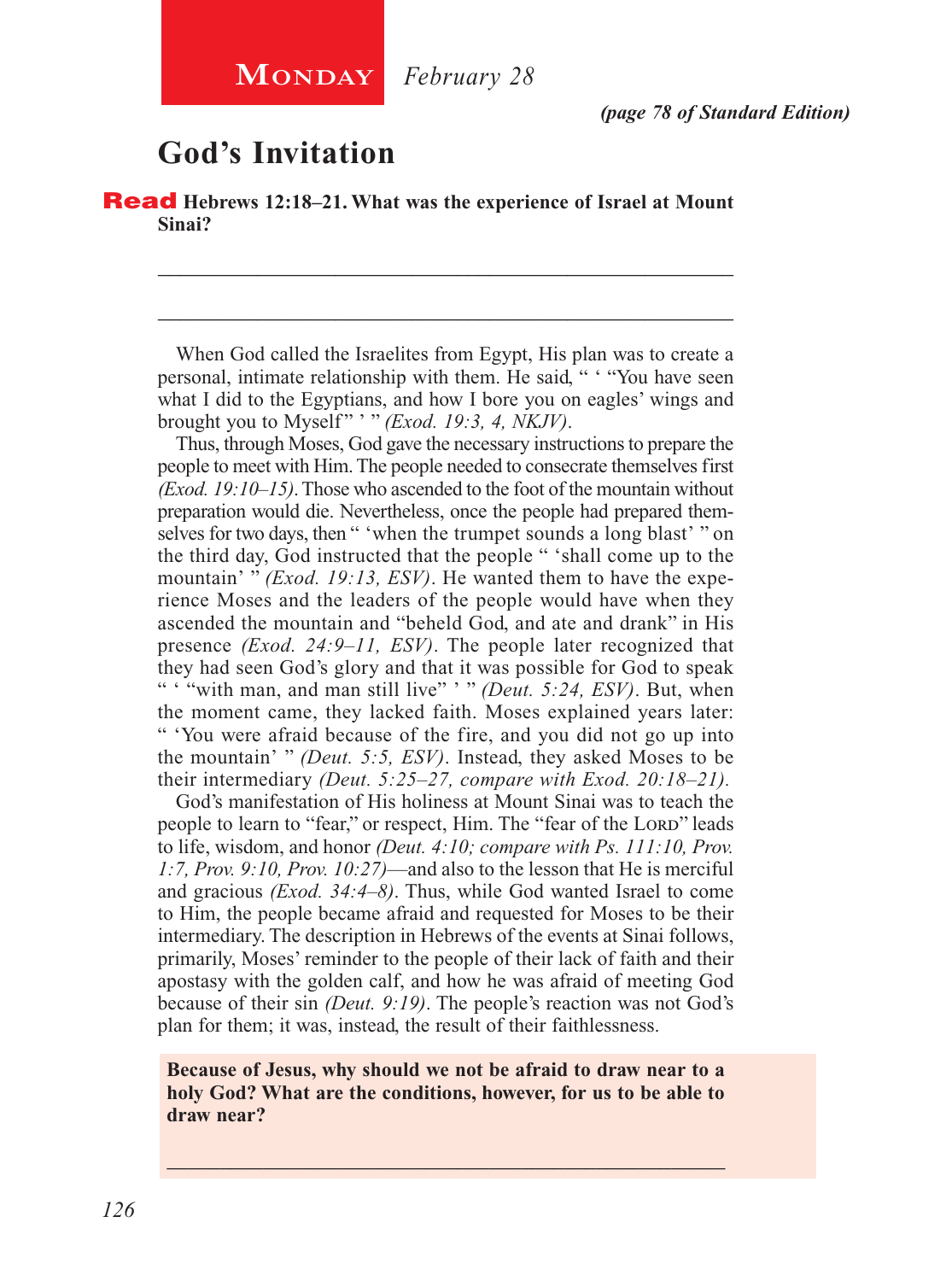**Monday** *February 28*

*(page 78 of Standard Edition)*

# God's Invitation

**Read Hebrews 12:18–21. What was the experience of Israel at Mount Sinai?**

_____________________________________________________________

_____________________________________________________________

When God called the Israelites from Egypt, His plan was to create a personal, intimate relationship with them. He said, " ' "You have seen what I did to the Egyptians, and how I bore you on eagles' wings and brought you to Myself" ' " *(Exod. 19:3, 4, NKJV)*.

Thus, through Moses, God gave the necessary instructions to prepare the people to meet with Him. The people needed to consecrate themselves first *(Exod. 19:10–15)*. Those who ascended to the foot of the mountain without preparation would die. Nevertheless, once the people had prepared themselves for two days, then " 'when the trumpet sounds a long blast' " on the third day, God instructed that the people " 'shall come up to the mountain' " *(Exod. 19:13, ESV)*. He wanted them to have the experience Moses and the leaders of the people would have when they ascended the mountain and "beheld God, and ate and drank" in His presence *(Exod. 24:9–11, ESV)*. The people later recognized that they had seen God's glory and that it was possible for God to speak " ' "with man, and man still live" ' " *(Deut. 5:24, ESV)*. But, when the moment came, they lacked faith. Moses explained years later: " 'You were afraid because of the fire, and you did not go up into the mountain' " *(Deut. 5:5, ESV)*. Instead, they asked Moses to be their intermediary *(Deut. 5:25–27, compare with Exod. 20:18–21).*

God's manifestation of His holiness at Mount Sinai was to teach the people to learn to "fear," or respect, Him. The "fear of the Lord" leads to life, wisdom, and honor *(Deut. 4:10; compare with Ps. 111:10, Prov. 1:7, Prov. 9:10, Prov. 10:27)*—and also to the lesson that He is merciful and gracious *(Exod. 34:4–8)*. Thus, while God wanted Israel to come to Him, the people became afraid and requested for Moses to be their intermediary. The description in Hebrews of the events at Sinai follows, primarily, Moses' reminder to the people of their lack of faith and their apostasy with the golden calf, and how he was afraid of meeting God because of their sin *(Deut. 9:19)*. The people's reaction was not God's plan for them; it was, instead, the result of their faithlessness.

**Because of Jesus, why should we not be afraid to draw near to a holy God? What are the conditions, however, for us to be able to draw near?**

_____________________________________________________________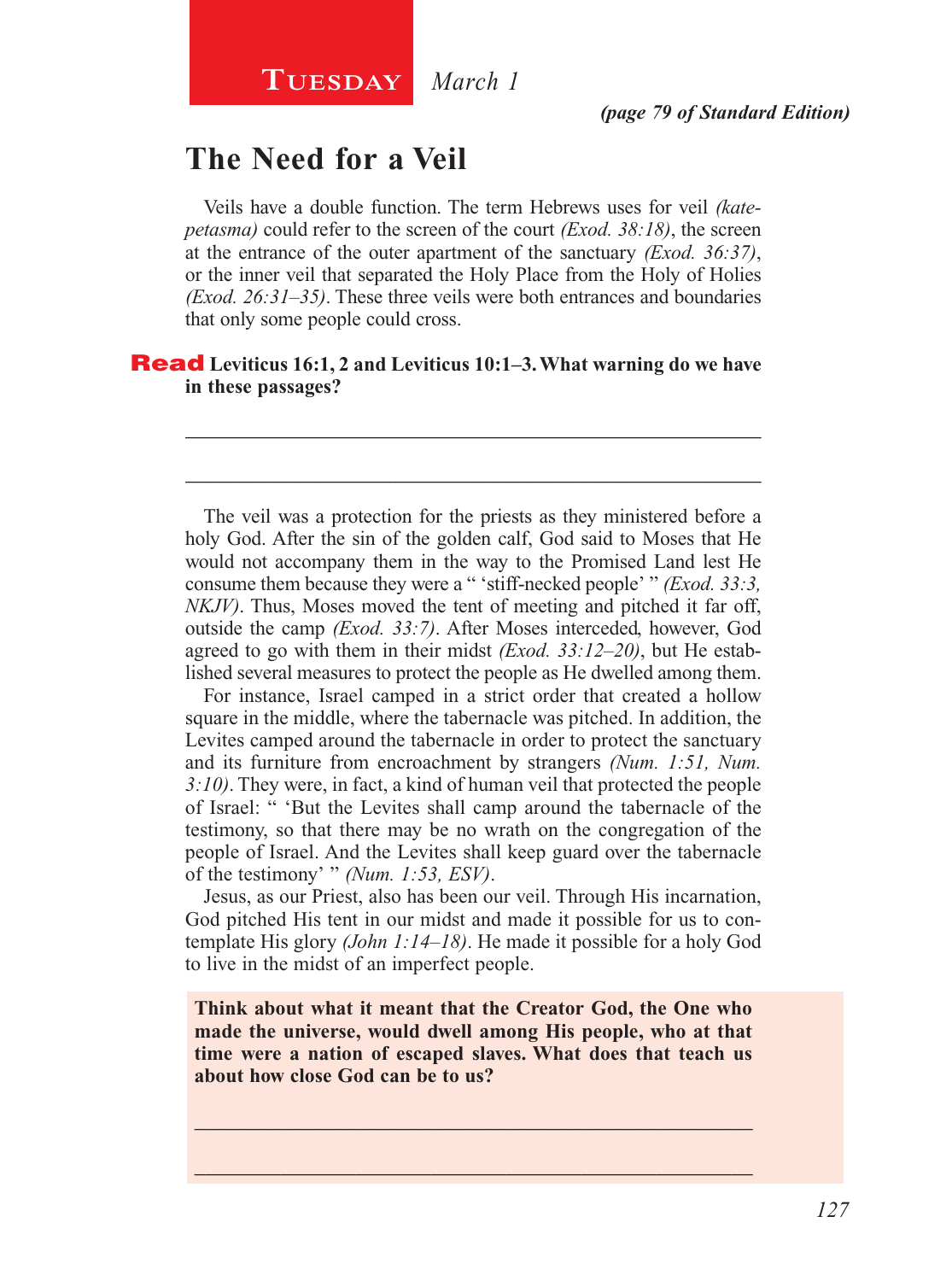**Tuesday** *March 1*

***(page 79 of Standard Edition)***

# The Need for a Veil

Veils have a double function. The term Hebrews uses for veil *(katepetasma)* could refer to the screen of the court *(Exod. 38:18)*, the screen at the entrance of the outer apartment of the sanctuary *(Exod. 36:37)*, or the inner veil that separated the Holy Place from the Holy of Holies *(Exod. 26:31–35)*. These three veils were both entrances and boundaries that only some people could cross.

**Read Leviticus 16:1, 2 and Leviticus 10:1–3. What warning do we have in these passages?**

_______________________________________________

_______________________________________________

The veil was a protection for the priests as they ministered before a holy God. After the sin of the golden calf, God said to Moses that He would not accompany them in the way to the Promised Land lest He consume them because they were a " 'stiff-necked people' " *(Exod. 33:3, NKJV)*. Thus, Moses moved the tent of meeting and pitched it far off, outside the camp *(Exod. 33:7)*. After Moses interceded, however, God agreed to go with them in their midst *(Exod. 33:12–20)*, but He established several measures to protect the people as He dwelled among them.

For instance, Israel camped in a strict order that created a hollow square in the middle, where the tabernacle was pitched. In addition, the Levites camped around the tabernacle in order to protect the sanctuary and its furniture from encroachment by strangers *(Num. 1:51, Num. 3:10)*. They were, in fact, a kind of human veil that protected the people of Israel: " 'But the Levites shall camp around the tabernacle of the testimony, so that there may be no wrath on the congregation of the people of Israel. And the Levites shall keep guard over the tabernacle of the testimony' " *(Num. 1:53, ESV)*.

Jesus, as our Priest, also has been our veil. Through His incarnation, God pitched His tent in our midst and made it possible for us to contemplate His glory *(John 1:14–18)*. He made it possible for a holy God to live in the midst of an imperfect people.

**Think about what it meant that the Creator God, the One who made the universe, would dwell among His people, who at that time were a nation of escaped slaves. What does that teach us about how close God can be to us?**

_______________________________________________

_______________________________________________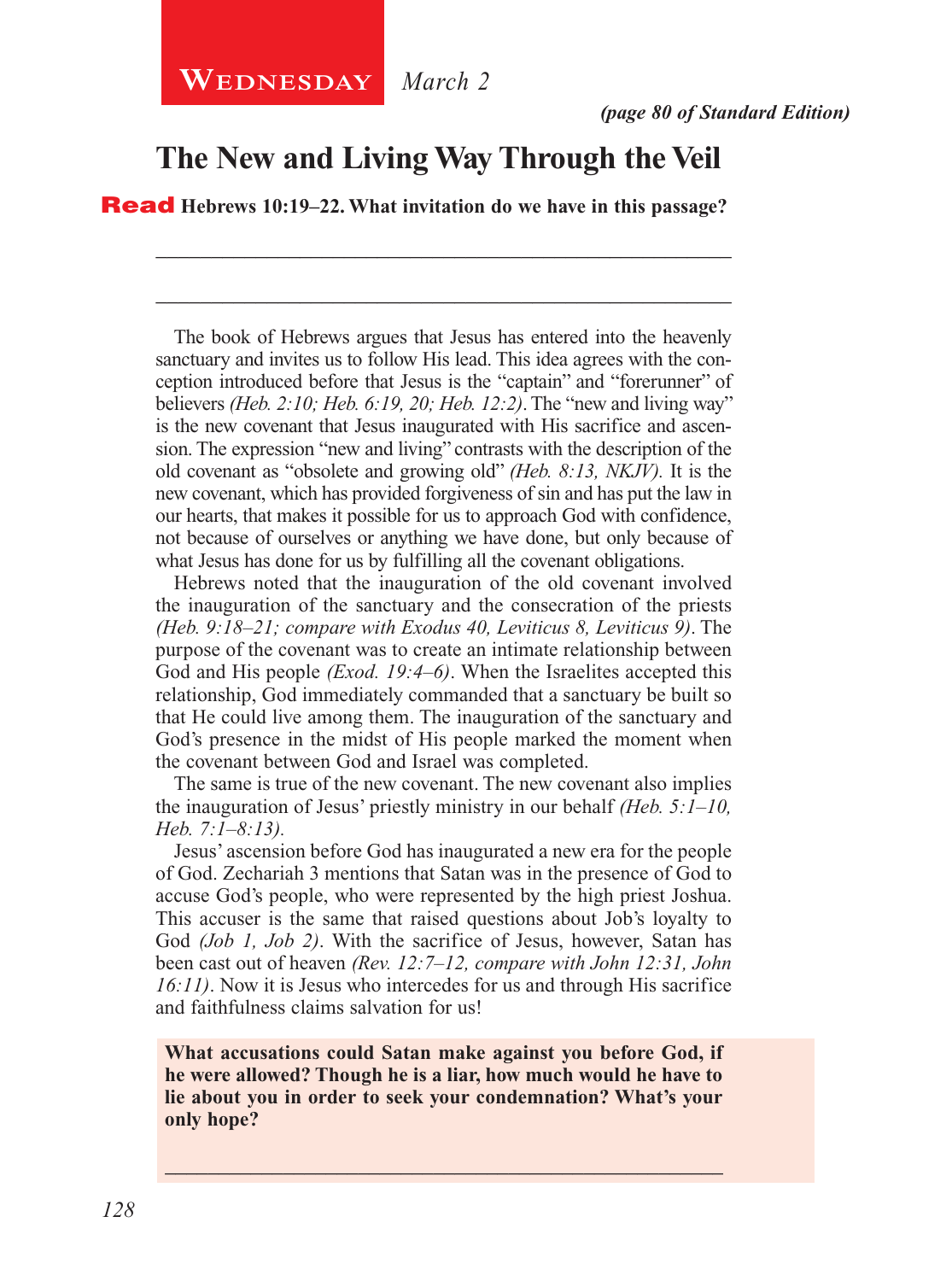**Wednesday** *March 2*

*(page 80 of Standard Edition)*

# The New and Living Way Through the Veil

**Read Hebrews 10:19–22. What invitation do we have in this passage?**

______________________________________________________________

______________________________________________________________

The book of Hebrews argues that Jesus has entered into the heavenly sanctuary and invites us to follow His lead. This idea agrees with the conception introduced before that Jesus is the "captain" and "forerunner" of believers *(Heb. 2:10; Heb. 6:19, 20; Heb. 12:2)*. The "new and living way" is the new covenant that Jesus inaugurated with His sacrifice and ascension. The expression "new and living" contrasts with the description of the old covenant as "obsolete and growing old" *(Heb. 8:13, NKJV).* It is the new covenant, which has provided forgiveness of sin and has put the law in our hearts, that makes it possible for us to approach God with confidence, not because of ourselves or anything we have done, but only because of what Jesus has done for us by fulfilling all the covenant obligations.

Hebrews noted that the inauguration of the old covenant involved the inauguration of the sanctuary and the consecration of the priests *(Heb. 9:18–21; compare with Exodus 40, Leviticus 8, Leviticus 9)*. The purpose of the covenant was to create an intimate relationship between God and His people *(Exod. 19:4–6)*. When the Israelites accepted this relationship, God immediately commanded that a sanctuary be built so that He could live among them. The inauguration of the sanctuary and God's presence in the midst of His people marked the moment when the covenant between God and Israel was completed.

The same is true of the new covenant. The new covenant also implies the inauguration of Jesus' priestly ministry in our behalf *(Heb. 5:1–10, Heb. 7:1–8:13).*

Jesus' ascension before God has inaugurated a new era for the people of God. Zechariah 3 mentions that Satan was in the presence of God to accuse God's people, who were represented by the high priest Joshua. This accuser is the same that raised questions about Job's loyalty to God *(Job 1, Job 2)*. With the sacrifice of Jesus, however, Satan has been cast out of heaven *(Rev. 12:7–12, compare with John 12:31, John 16:11)*. Now it is Jesus who intercedes for us and through His sacrifice and faithfulness claims salvation for us!

**What accusations could Satan make against you before God, if he were allowed? Though he is a liar, how much would he have to lie about you in order to seek your condemnation? What's your only hope?**

______________________________________________________________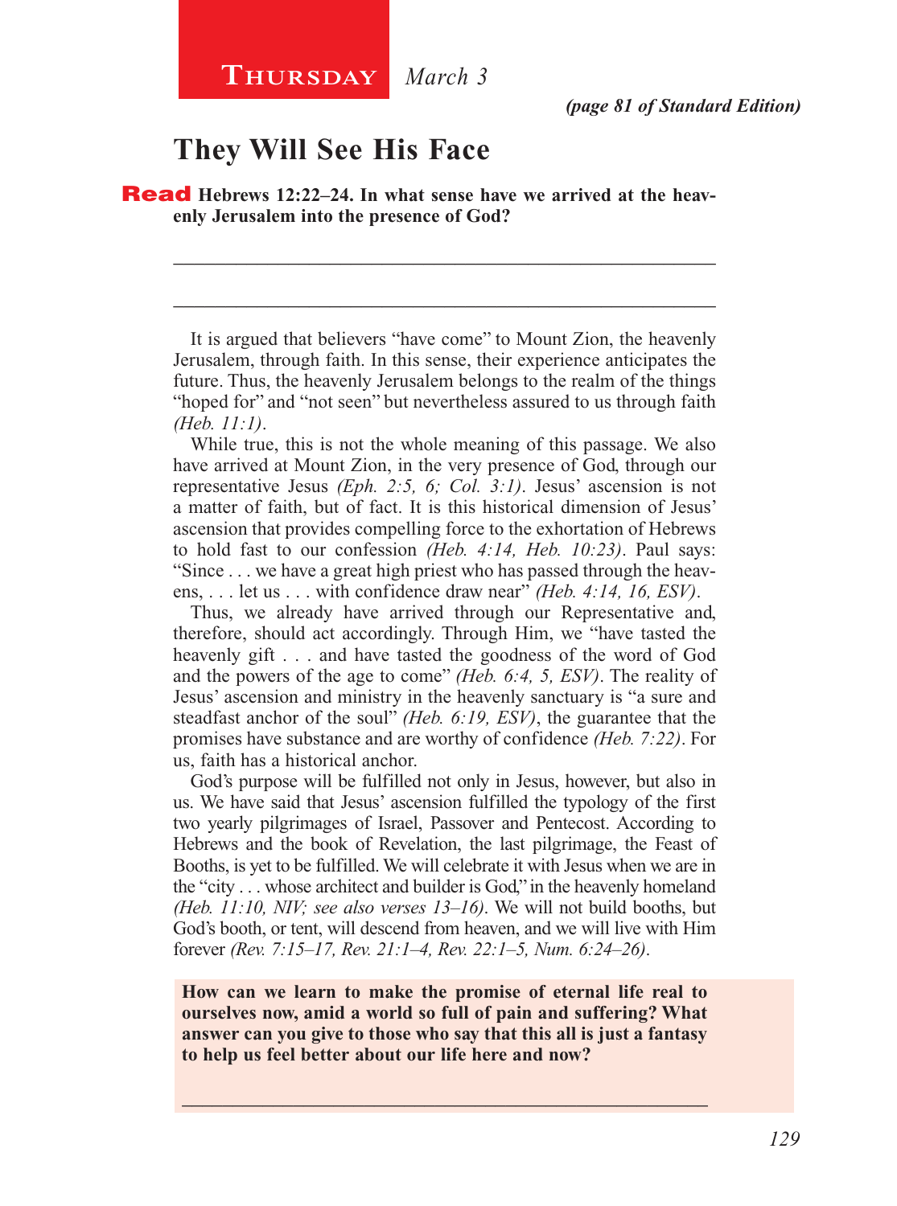**Thursday** *March 3*

*(page 81 of Standard Edition)*

# They Will See His Face

**Read Hebrews 12:22–24. In what sense have we arrived at the heavenly Jerusalem into the presence of God?**

\_\_\_\_\_\_\_\_\_\_\_\_\_\_\_\_\_\_\_\_\_\_\_\_\_\_\_\_\_\_\_\_\_\_\_\_\_\_\_\_\_\_\_\_\_\_\_\_\_\_\_\_\_\_\_\_

\_\_\_\_\_\_\_\_\_\_\_\_\_\_\_\_\_\_\_\_\_\_\_\_\_\_\_\_\_\_\_\_\_\_\_\_\_\_\_\_\_\_\_\_\_\_\_\_\_\_\_\_\_\_\_\_

It is argued that believers "have come" to Mount Zion, the heavenly Jerusalem, through faith. In this sense, their experience anticipates the future. Thus, the heavenly Jerusalem belongs to the realm of the things "hoped for" and "not seen" but nevertheless assured to us through faith *(Heb. 11:1)*.

While true, this is not the whole meaning of this passage. We also have arrived at Mount Zion, in the very presence of God, through our representative Jesus *(Eph. 2:5, 6; Col. 3:1)*. Jesus' ascension is not a matter of faith, but of fact. It is this historical dimension of Jesus' ascension that provides compelling force to the exhortation of Hebrews to hold fast to our confession *(Heb. 4:14, Heb. 10:23)*. Paul says: "Since . . . we have a great high priest who has passed through the heavens, . . . let us . . . with confidence draw near" *(Heb. 4:14, 16, ESV)*.

Thus, we already have arrived through our Representative and, therefore, should act accordingly. Through Him, we "have tasted the heavenly gift . . . and have tasted the goodness of the word of God and the powers of the age to come" *(Heb. 6:4, 5, ESV)*. The reality of Jesus' ascension and ministry in the heavenly sanctuary is "a sure and steadfast anchor of the soul" *(Heb. 6:19, ESV)*, the guarantee that the promises have substance and are worthy of confidence *(Heb. 7:22)*. For us, faith has a historical anchor.

God's purpose will be fulfilled not only in Jesus, however, but also in us. We have said that Jesus' ascension fulfilled the typology of the first two yearly pilgrimages of Israel, Passover and Pentecost. According to Hebrews and the book of Revelation, the last pilgrimage, the Feast of Booths, is yet to be fulfilled. We will celebrate it with Jesus when we are in the "city . . . whose architect and builder is God," in the heavenly homeland *(Heb. 11:10, NIV; see also verses 13–16)*. We will not build booths, but God's booth, or tent, will descend from heaven, and we will live with Him forever *(Rev. 7:15–17, Rev. 21:1–4, Rev. 22:1–5, Num. 6:24–26)*.

**How can we learn to make the promise of eternal life real to ourselves now, amid a world so full of pain and suffering? What answer can you give to those who say that this all is just a fantasy to help us feel better about our life here and now?**

\_\_\_\_\_\_\_\_\_\_\_\_\_\_\_\_\_\_\_\_\_\_\_\_\_\_\_\_\_\_\_\_\_\_\_\_\_\_\_\_\_\_\_\_\_\_\_\_\_\_\_\_\_\_\_\_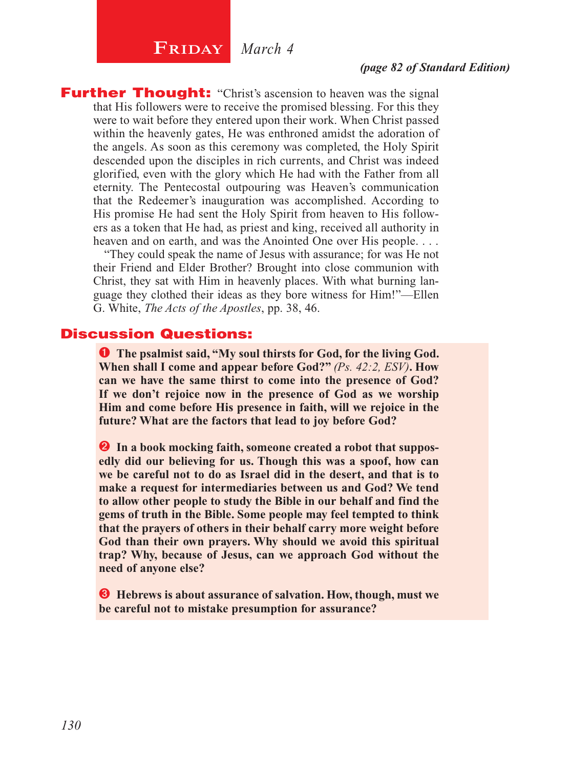# Friday *March 4*

***(page 82 of Standard Edition)***

**Further Thought:** "Christ's ascension to heaven was the signal that His followers were to receive the promised blessing. For this they were to wait before they entered upon their work. When Christ passed within the heavenly gates, He was enthroned amidst the adoration of the angels. As soon as this ceremony was completed, the Holy Spirit descended upon the disciples in rich currents, and Christ was indeed glorified, even with the glory which He had with the Father from all eternity. The Pentecostal outpouring was Heaven's communication that the Redeemer's inauguration was accomplished. According to His promise He had sent the Holy Spirit from heaven to His followers as a token that He had, as priest and king, received all authority in heaven and on earth, and was the Anointed One over His people. . . .

"They could speak the name of Jesus with assurance; for was He not their Friend and Elder Brother? Brought into close communion with Christ, they sat with Him in heavenly places. With what burning language they clothed their ideas as they bore witness for Him!"—Ellen G. White, *The Acts of the Apostles*, pp. 38, 46.

## Discussion Questions:

1. **The psalmist said, "My soul thirsts for God, for the living God. When shall I come and appear before God?"** ***(Ps. 42:2, ESV)*****. How can we have the same thirst to come into the presence of God? If we don't rejoice now in the presence of God as we worship Him and come before His presence in faith, will we rejoice in the future? What are the factors that lead to joy before God?**

2. **In a book mocking faith, someone created a robot that supposedly did our believing for us. Though this was a spoof, how can we be careful not to do as Israel did in the desert, and that is to make a request for intermediaries between us and God? We tend to allow other people to study the Bible in our behalf and find the gems of truth in the Bible. Some people may feel tempted to think that the prayers of others in their behalf carry more weight before God than their own prayers. Why should we avoid this spiritual trap? Why, because of Jesus, can we approach God without the need of anyone else?**

3. **Hebrews is about assurance of salvation. How, though, must we be careful not to mistake presumption for assurance?**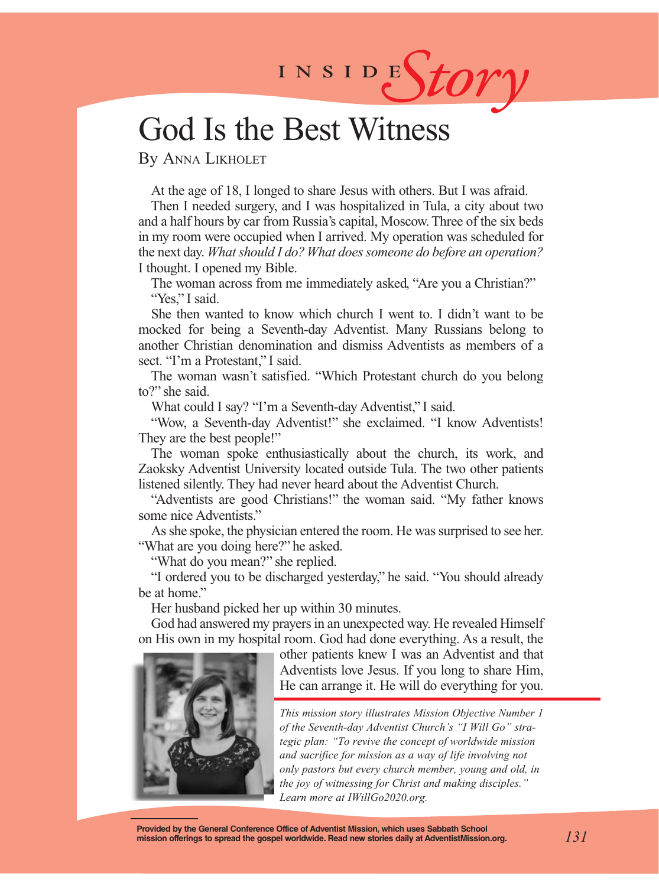# INSIDE *Story*

## God Is the Best Witness

By Anna Likholet

At the age of 18, I longed to share Jesus with others. But I was afraid.

Then I needed surgery, and I was hospitalized in Tula, a city about two and a half hours by car from Russia's capital, Moscow. Three of the six beds in my room were occupied when I arrived. My operation was scheduled for the next day. *What should I do? What does someone do before an operation?* I thought. I opened my Bible.

The woman across from me immediately asked, "Are you a Christian?"

"Yes," I said.

She then wanted to know which church I went to. I didn't want to be mocked for being a Seventh-day Adventist. Many Russians belong to another Christian denomination and dismiss Adventists as members of a sect. "I'm a Protestant," I said.

The woman wasn't satisfied. "Which Protestant church do you belong to?" she said.

What could I say? "I'm a Seventh-day Adventist," I said.

"Wow, a Seventh-day Adventist!" she exclaimed. "I know Adventists! They are the best people!"

The woman spoke enthusiastically about the church, its work, and Zaoksky Adventist University located outside Tula. The two other patients listened silently. They had never heard about the Adventist Church.

"Adventists are good Christians!" the woman said. "My father knows some nice Adventists."

As she spoke, the physician entered the room. He was surprised to see her. "What are you doing here?" he asked.

"What do you mean?" she replied.

"I ordered you to be discharged yesterday," he said. "You should already be at home."

Her husband picked her up within 30 minutes.

God had answered my prayers in an unexpected way. He revealed Himself on His own in my hospital room. God had done everything. As a result, the other patients knew I was an Adventist and that Adventists love Jesus. If you long to share Him, He can arrange it. He will do everything for you.

*This mission story illustrates Mission Objective Number 1 of the Seventh-day Adventist Church's "I Will Go" strategic plan: "To revive the concept of worldwide mission and sacrifice for mission as a way of life involving not only pastors but every church member, young and old, in the joy of witnessing for Christ and making disciples." Learn more at IWillGo2020.org.*

**Provided by the General Conference Office of Adventist Mission, which uses Sabbath School mission offerings to spread the gospel worldwide. Read new stories daily at AdventistMission.org.**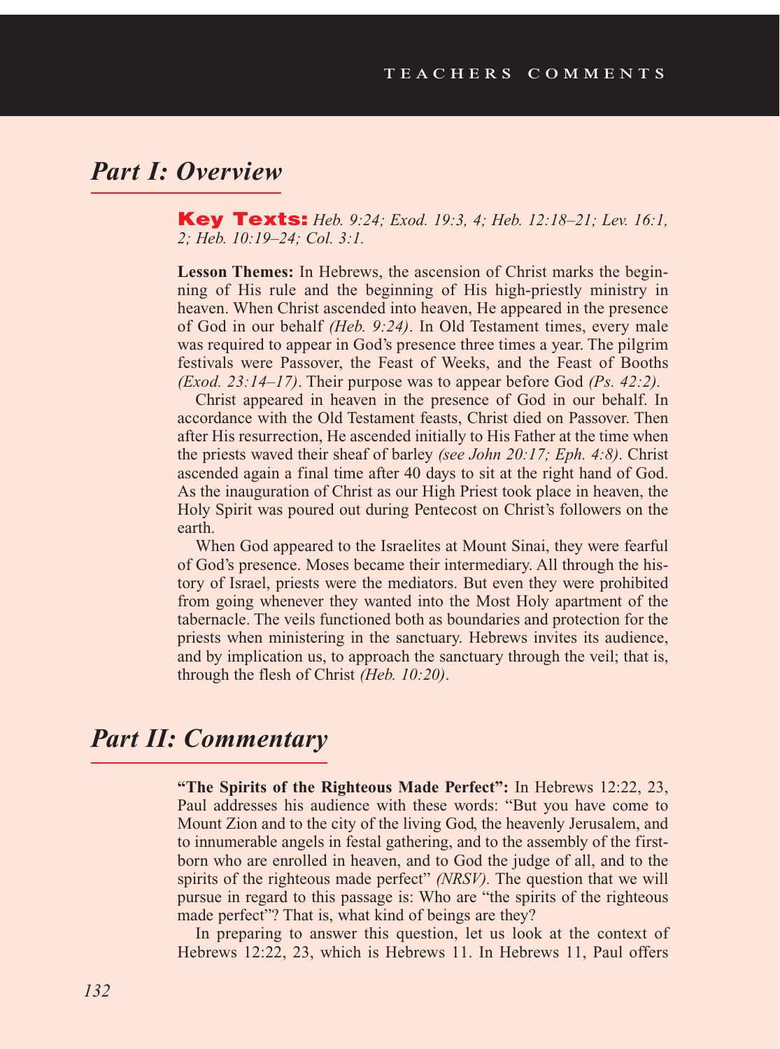## Part I: Overview

**Key Texts:** *Heb. 9:24; Exod. 19:3, 4; Heb. 12:18–21; Lev. 16:1, 2; Heb. 10:19–24; Col. 3:1.*

**Lesson Themes:** In Hebrews, the ascension of Christ marks the beginning of His rule and the beginning of His high-priestly ministry in heaven. When Christ ascended into heaven, He appeared in the presence of God in our behalf *(Heb. 9:24)*. In Old Testament times, every male was required to appear in God's presence three times a year. The pilgrim festivals were Passover, the Feast of Weeks, and the Feast of Booths *(Exod. 23:14–17)*. Their purpose was to appear before God *(Ps. 42:2)*.

Christ appeared in heaven in the presence of God in our behalf. In accordance with the Old Testament feasts, Christ died on Passover. Then after His resurrection, He ascended initially to His Father at the time when the priests waved their sheaf of barley *(see John 20:17; Eph. 4:8)*. Christ ascended again a final time after 40 days to sit at the right hand of God. As the inauguration of Christ as our High Priest took place in heaven, the Holy Spirit was poured out during Pentecost on Christ's followers on the earth.

When God appeared to the Israelites at Mount Sinai, they were fearful of God's presence. Moses became their intermediary. All through the history of Israel, priests were the mediators. But even they were prohibited from going whenever they wanted into the Most Holy apartment of the tabernacle. The veils functioned both as boundaries and protection for the priests when ministering in the sanctuary. Hebrews invites its audience, and by implication us, to approach the sanctuary through the veil; that is, through the flesh of Christ *(Heb. 10:20)*.

## Part II: Commentary

**"The Spirits of the Righteous Made Perfect":** In Hebrews 12:22, 23, Paul addresses his audience with these words: "But you have come to Mount Zion and to the city of the living God, the heavenly Jerusalem, and to innumerable angels in festal gathering, and to the assembly of the firstborn who are enrolled in heaven, and to God the judge of all, and to the spirits of the righteous made perfect" *(NRSV)*. The question that we will pursue in regard to this passage is: Who are "the spirits of the righteous made perfect"? That is, what kind of beings are they?

In preparing to answer this question, let us look at the context of Hebrews 12:22, 23, which is Hebrews 11. In Hebrews 11, Paul offers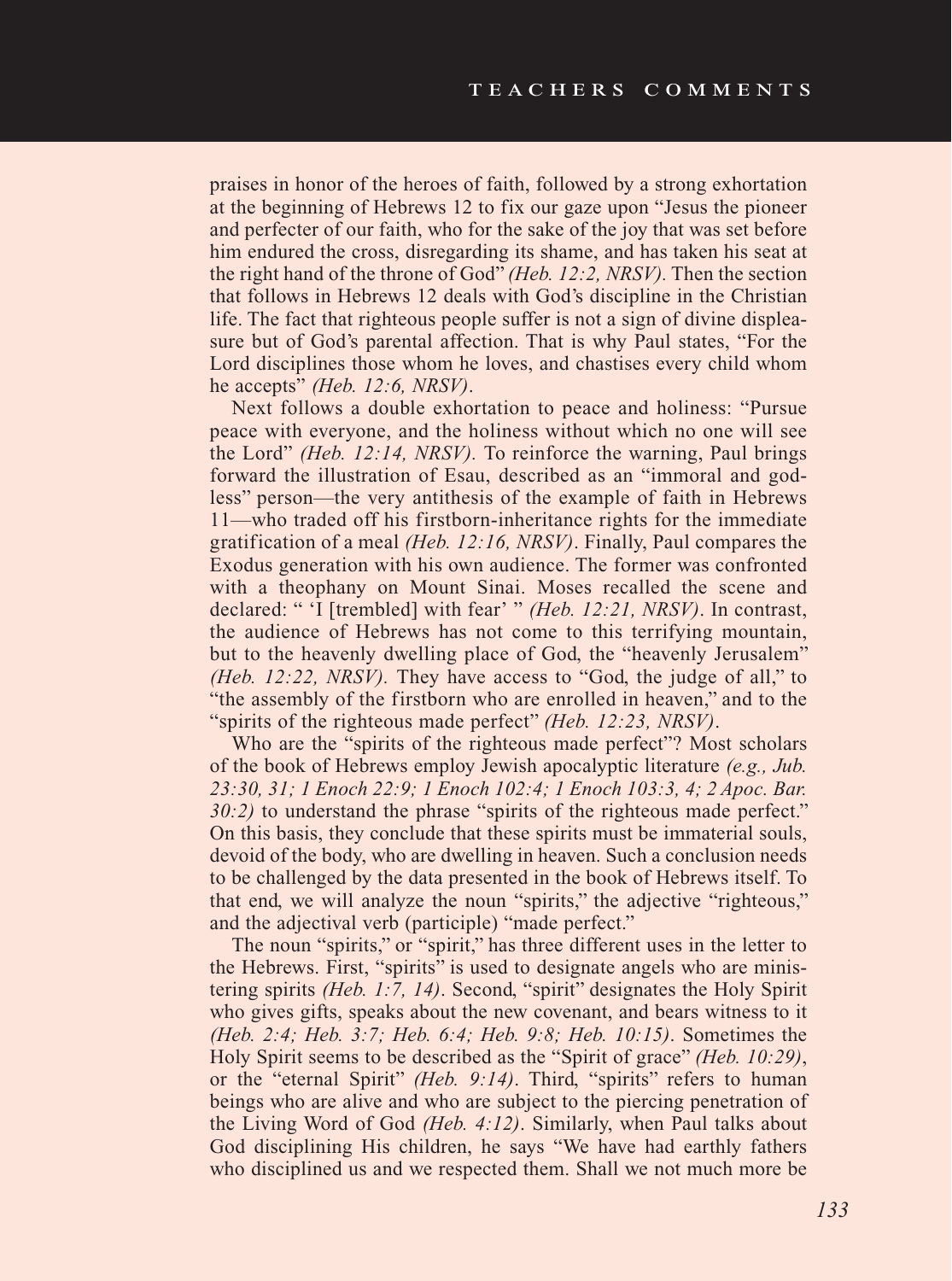praises in honor of the heroes of faith, followed by a strong exhortation at the beginning of Hebrews 12 to fix our gaze upon "Jesus the pioneer and perfecter of our faith, who for the sake of the joy that was set before him endured the cross, disregarding its shame, and has taken his seat at the right hand of the throne of God" *(Heb. 12:2, NRSV)*. Then the section that follows in Hebrews 12 deals with God's discipline in the Christian life. The fact that righteous people suffer is not a sign of divine displeasure but of God's parental affection. That is why Paul states, "For the Lord disciplines those whom he loves, and chastises every child whom he accepts" *(Heb. 12:6, NRSV)*.

Next follows a double exhortation to peace and holiness: "Pursue peace with everyone, and the holiness without which no one will see the Lord" *(Heb. 12:14, NRSV)*. To reinforce the warning, Paul brings forward the illustration of Esau, described as an "immoral and godless" person—the very antithesis of the example of faith in Hebrews 11—who traded off his firstborn-inheritance rights for the immediate gratification of a meal *(Heb. 12:16, NRSV)*. Finally, Paul compares the Exodus generation with his own audience. The former was confronted with a theophany on Mount Sinai. Moses recalled the scene and declared: " 'I [trembled] with fear' " *(Heb. 12:21, NRSV)*. In contrast, the audience of Hebrews has not come to this terrifying mountain, but to the heavenly dwelling place of God, the "heavenly Jerusalem" *(Heb. 12:22, NRSV)*. They have access to "God, the judge of all," to "the assembly of the firstborn who are enrolled in heaven," and to the "spirits of the righteous made perfect" *(Heb. 12:23, NRSV)*.

Who are the "spirits of the righteous made perfect"? Most scholars of the book of Hebrews employ Jewish apocalyptic literature *(e.g., Jub. 23:30, 31; 1 Enoch 22:9; 1 Enoch 102:4; 1 Enoch 103:3, 4; 2 Apoc. Bar. 30:2)* to understand the phrase "spirits of the righteous made perfect." On this basis, they conclude that these spirits must be immaterial souls, devoid of the body, who are dwelling in heaven. Such a conclusion needs to be challenged by the data presented in the book of Hebrews itself. To that end, we will analyze the noun "spirits," the adjective "righteous," and the adjectival verb (participle) "made perfect."

The noun "spirits," or "spirit," has three different uses in the letter to the Hebrews. First, "spirits" is used to designate angels who are ministering spirits *(Heb. 1:7, 14)*. Second, "spirit" designates the Holy Spirit who gives gifts, speaks about the new covenant, and bears witness to it *(Heb. 2:4; Heb. 3:7; Heb. 6:4; Heb. 9:8; Heb. 10:15)*. Sometimes the Holy Spirit seems to be described as the "Spirit of grace" *(Heb. 10:29)*, or the "eternal Spirit" *(Heb. 9:14)*. Third, "spirits" refers to human beings who are alive and who are subject to the piercing penetration of the Living Word of God *(Heb. 4:12)*. Similarly, when Paul talks about God disciplining His children, he says "We have had earthly fathers who disciplined us and we respected them. Shall we not much more be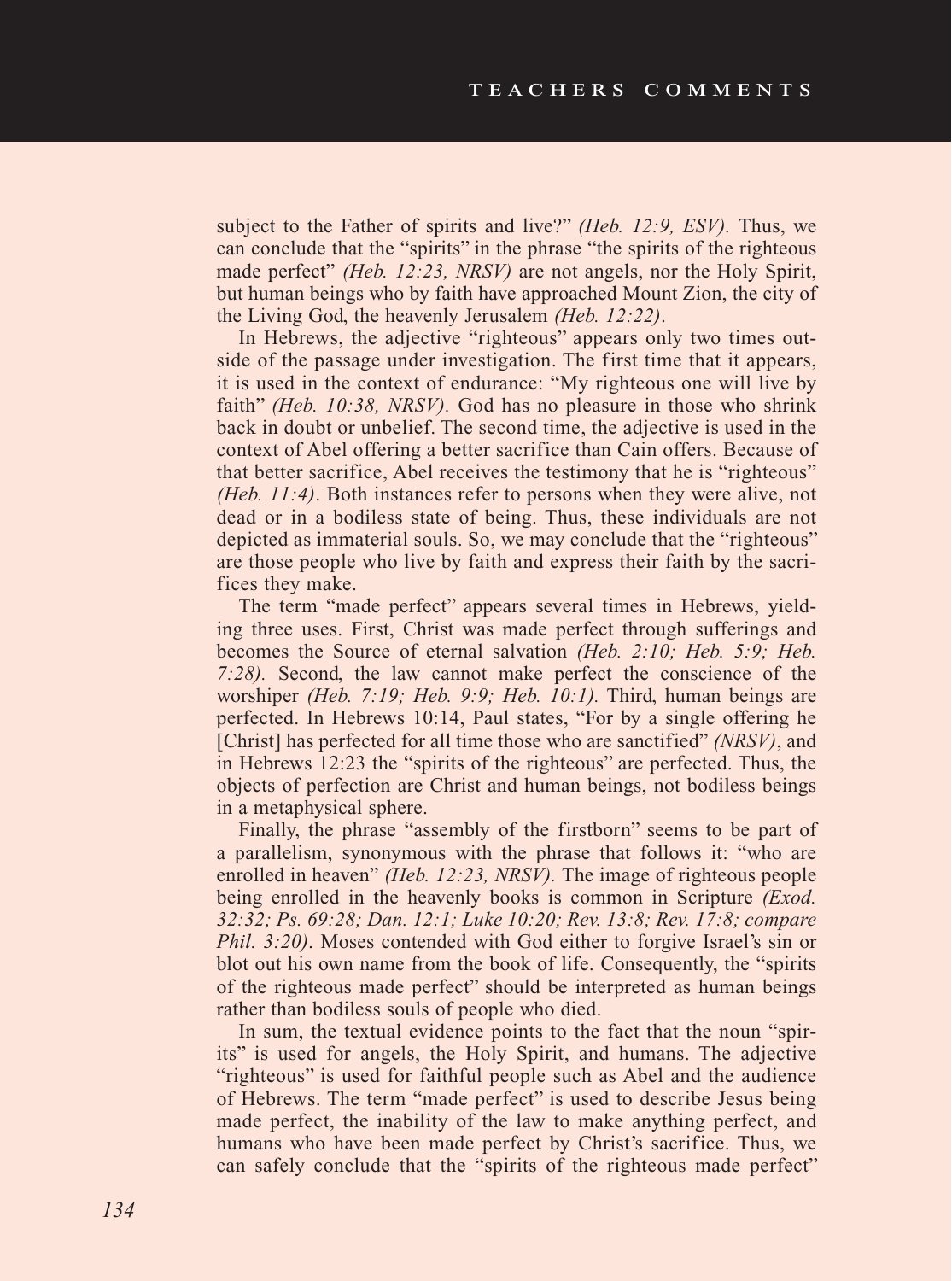subject to the Father of spirits and live?" *(Heb. 12:9, ESV)*. Thus, we can conclude that the "spirits" in the phrase "the spirits of the righteous made perfect" *(Heb. 12:23, NRSV)* are not angels, nor the Holy Spirit, but human beings who by faith have approached Mount Zion, the city of the Living God, the heavenly Jerusalem *(Heb. 12:22)*.

In Hebrews, the adjective "righteous" appears only two times outside of the passage under investigation. The first time that it appears, it is used in the context of endurance: "My righteous one will live by faith" *(Heb. 10:38, NRSV)*. God has no pleasure in those who shrink back in doubt or unbelief. The second time, the adjective is used in the context of Abel offering a better sacrifice than Cain offers. Because of that better sacrifice, Abel receives the testimony that he is "righteous" *(Heb. 11:4)*. Both instances refer to persons when they were alive, not dead or in a bodiless state of being. Thus, these individuals are not depicted as immaterial souls. So, we may conclude that the "righteous" are those people who live by faith and express their faith by the sacrifices they make.

The term "made perfect" appears several times in Hebrews, yielding three uses. First, Christ was made perfect through sufferings and becomes the Source of eternal salvation *(Heb. 2:10; Heb. 5:9; Heb. 7:28)*. Second, the law cannot make perfect the conscience of the worshiper *(Heb. 7:19; Heb. 9:9; Heb. 10:1)*. Third, human beings are perfected. In Hebrews 10:14, Paul states, "For by a single offering he [Christ] has perfected for all time those who are sanctified" *(NRSV)*, and in Hebrews 12:23 the "spirits of the righteous" are perfected. Thus, the objects of perfection are Christ and human beings, not bodiless beings in a metaphysical sphere.

Finally, the phrase "assembly of the firstborn" seems to be part of a parallelism, synonymous with the phrase that follows it: "who are enrolled in heaven" *(Heb. 12:23, NRSV)*. The image of righteous people being enrolled in the heavenly books is common in Scripture *(Exod. 32:32; Ps. 69:28; Dan. 12:1; Luke 10:20; Rev. 13:8; Rev. 17:8; compare Phil. 3:20)*. Moses contended with God either to forgive Israel's sin or blot out his own name from the book of life. Consequently, the "spirits of the righteous made perfect" should be interpreted as human beings rather than bodiless souls of people who died.

In sum, the textual evidence points to the fact that the noun "spirits" is used for angels, the Holy Spirit, and humans. The adjective "righteous" is used for faithful people such as Abel and the audience of Hebrews. The term "made perfect" is used to describe Jesus being made perfect, the inability of the law to make anything perfect, and humans who have been made perfect by Christ's sacrifice. Thus, we can safely conclude that the "spirits of the righteous made perfect"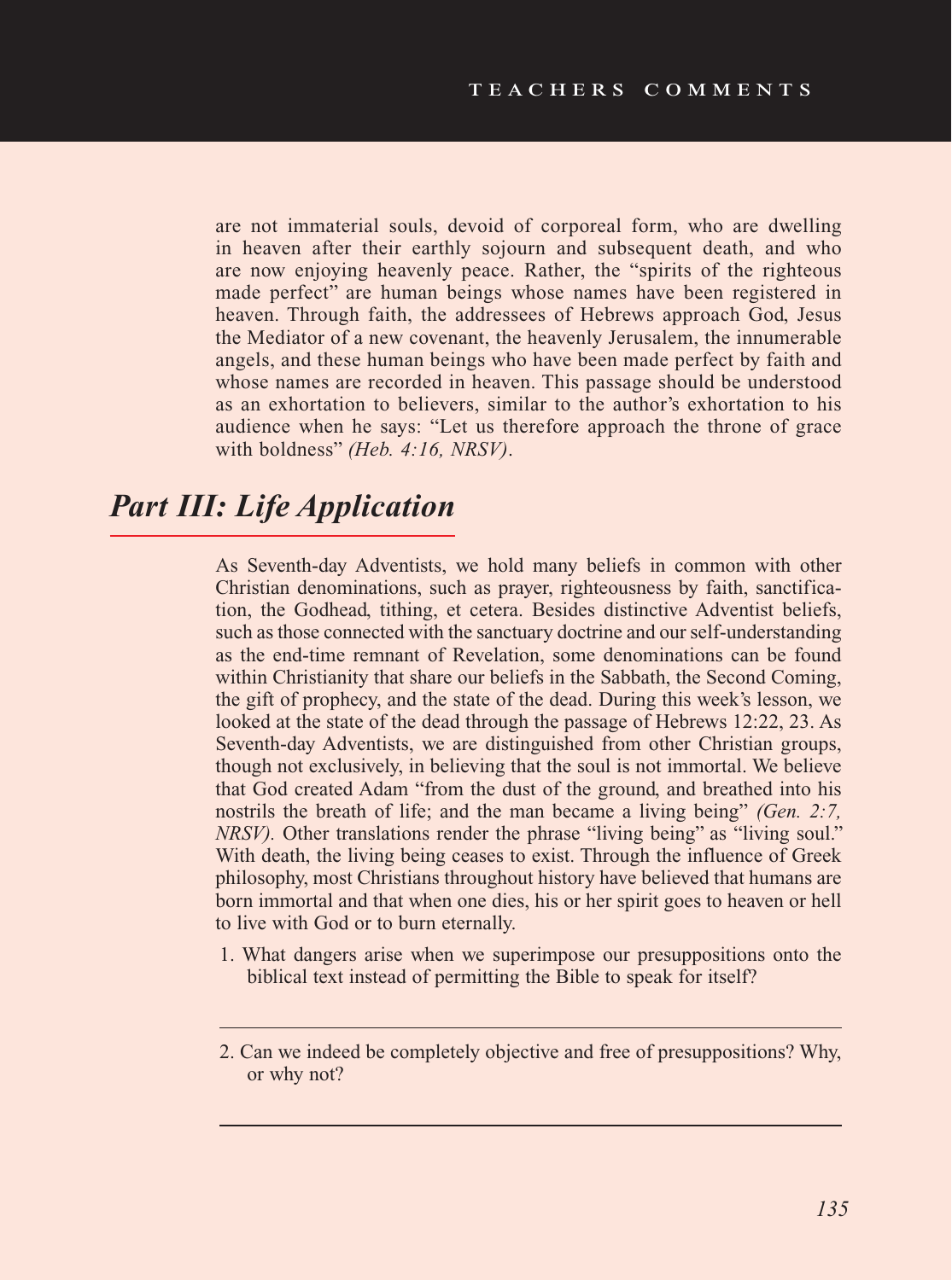are not immaterial souls, devoid of corporeal form, who are dwelling in heaven after their earthly sojourn and subsequent death, and who are now enjoying heavenly peace. Rather, the "spirits of the righteous made perfect" are human beings whose names have been registered in heaven. Through faith, the addressees of Hebrews approach God, Jesus the Mediator of a new covenant, the heavenly Jerusalem, the innumerable angels, and these human beings who have been made perfect by faith and whose names are recorded in heaven. This passage should be understood as an exhortation to believers, similar to the author's exhortation to his audience when he says: "Let us therefore approach the throne of grace with boldness" *(Heb. 4:16, NRSV)*.

## *Part III: Life Application*

As Seventh-day Adventists, we hold many beliefs in common with other Christian denominations, such as prayer, righteousness by faith, sanctification, the Godhead, tithing, et cetera. Besides distinctive Adventist beliefs, such as those connected with the sanctuary doctrine and our self-understanding as the end-time remnant of Revelation, some denominations can be found within Christianity that share our beliefs in the Sabbath, the Second Coming, the gift of prophecy, and the state of the dead. During this week's lesson, we looked at the state of the dead through the passage of Hebrews 12:22, 23. As Seventh-day Adventists, we are distinguished from other Christian groups, though not exclusively, in believing that the soul is not immortal. We believe that God created Adam "from the dust of the ground, and breathed into his nostrils the breath of life; and the man became a living being" *(Gen. 2:7, NRSV).* Other translations render the phrase "living being" as "living soul." With death, the living being ceases to exist. Through the influence of Greek philosophy, most Christians throughout history have believed that humans are born immortal and that when one dies, his or her spirit goes to heaven or hell to live with God or to burn eternally.

1. What dangers arise when we superimpose our presuppositions onto the biblical text instead of permitting the Bible to speak for itself?

---

2. Can we indeed be completely objective and free of presuppositions? Why, or why not?

---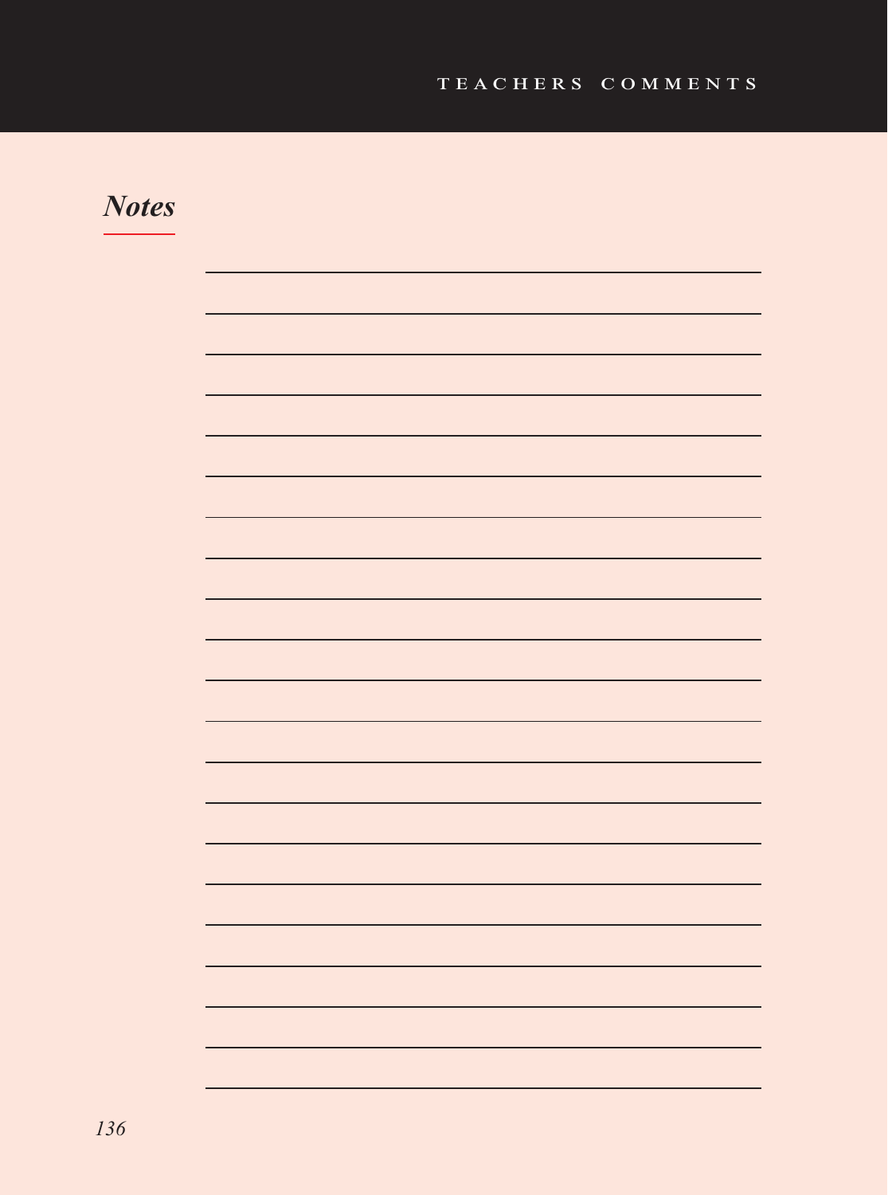## *Notes*